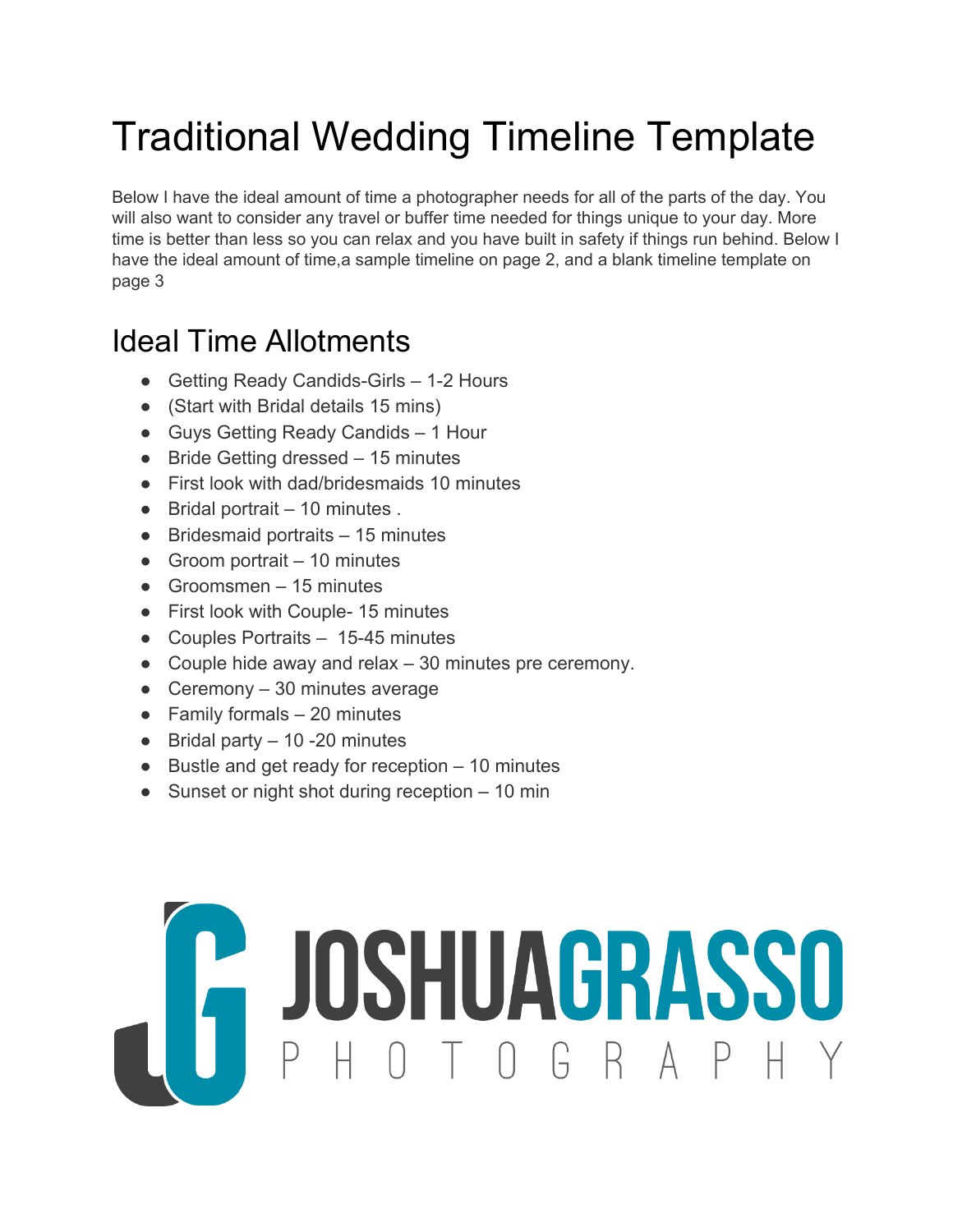# Traditional Wedding Timeline Template

Below I have the ideal amount of time a photographer needs for all of the parts of the day. You will also want to consider any travel or buffer time needed for things unique to your day. More time is better than less so you can relax and you have built in safety if things run behind. Below I have the ideal amount of time,a sample timeline on page 2, and a blank timeline template on page 3

## Ideal Time Allotments

- Getting Ready Candids-Girls – 1-2 Hours
- (Start with Bridal details 15 mins)
- Guys Getting Ready Candids – 1 Hour
- Bride Getting dressed – 15 minutes
- First look with dad/bridesmaids 10 minutes
- Bridal portrait – 10 minutes .
- Bridesmaid portraits – 15 minutes
- Groom portrait – 10 minutes
- Groomsmen – 15 minutes
- First look with Couple- 15 minutes
- Couples Portraits – 15-45 minutes
- Couple hide away and relax – 30 minutes pre ceremony.
- Ceremony – 30 minutes average
- Family formals – 20 minutes
- Bridal party – 10 -20 minutes
- Bustle and get ready for reception – 10 minutes
- Sunset or night shot during reception – 10 min

JOSHUAGRASSO PHOTOGRAPHY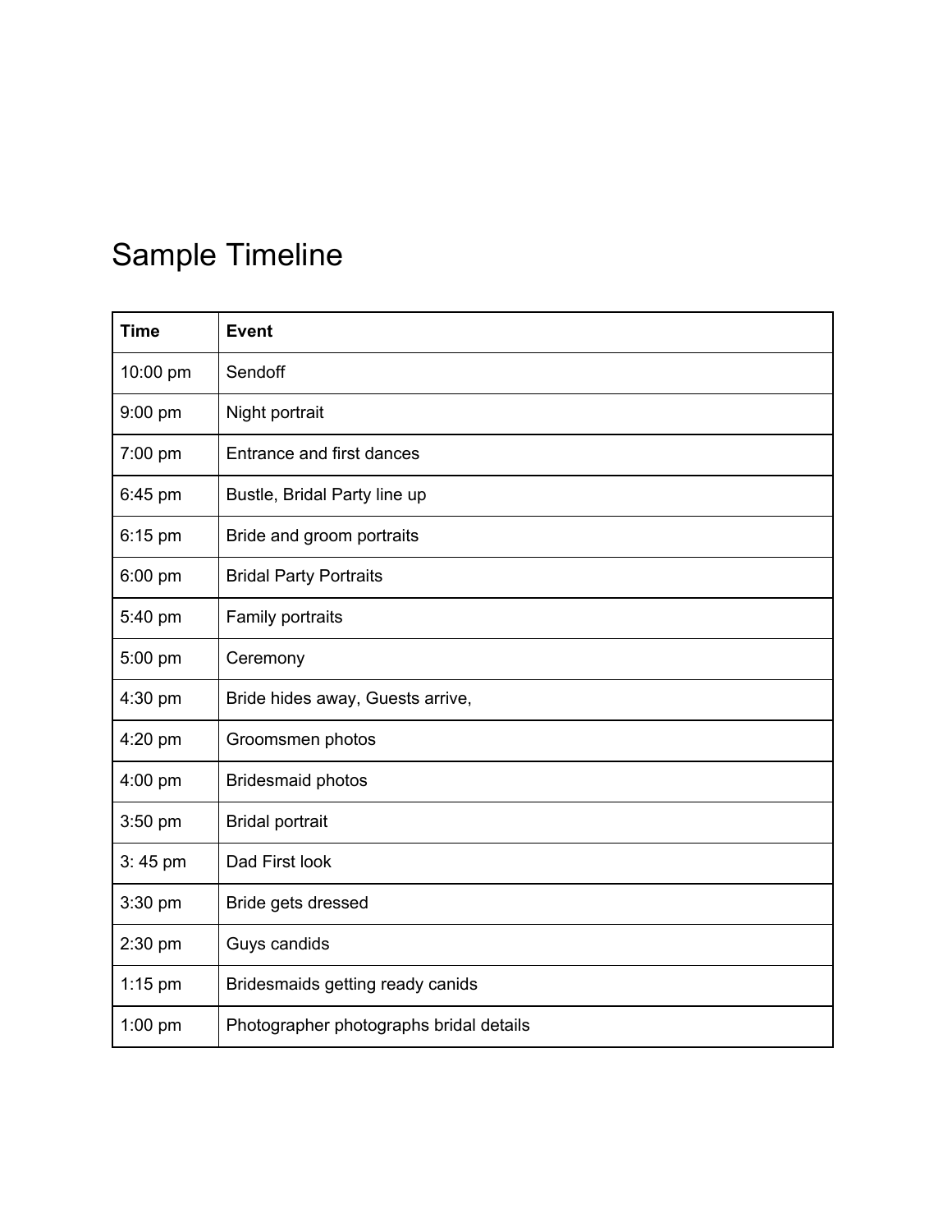# Sample Timeline

| Time | Event |
|---|---|
| 10:00 pm | Sendoff |
| 9:00 pm | Night portrait |
| 7:00 pm | Entrance and first dances |
| 6:45 pm | Bustle, Bridal Party line up |
| 6:15 pm | Bride and groom portraits |
| 6:00 pm | Bridal Party Portraits |
| 5:40 pm | Family portraits |
| 5:00 pm | Ceremony |
| 4:30 pm | Bride hides away, Guests arrive, |
| 4:20 pm | Groomsmen photos |
| 4:00 pm | Bridesmaid photos |
| 3:50 pm | Bridal portrait |
| 3: 45 pm | Dad First look |
| 3:30 pm | Bride gets dressed |
| 2:30 pm | Guys candids |
| 1:15 pm | Bridesmaids getting ready canids |
| 1:00 pm | Photographer photographs bridal details |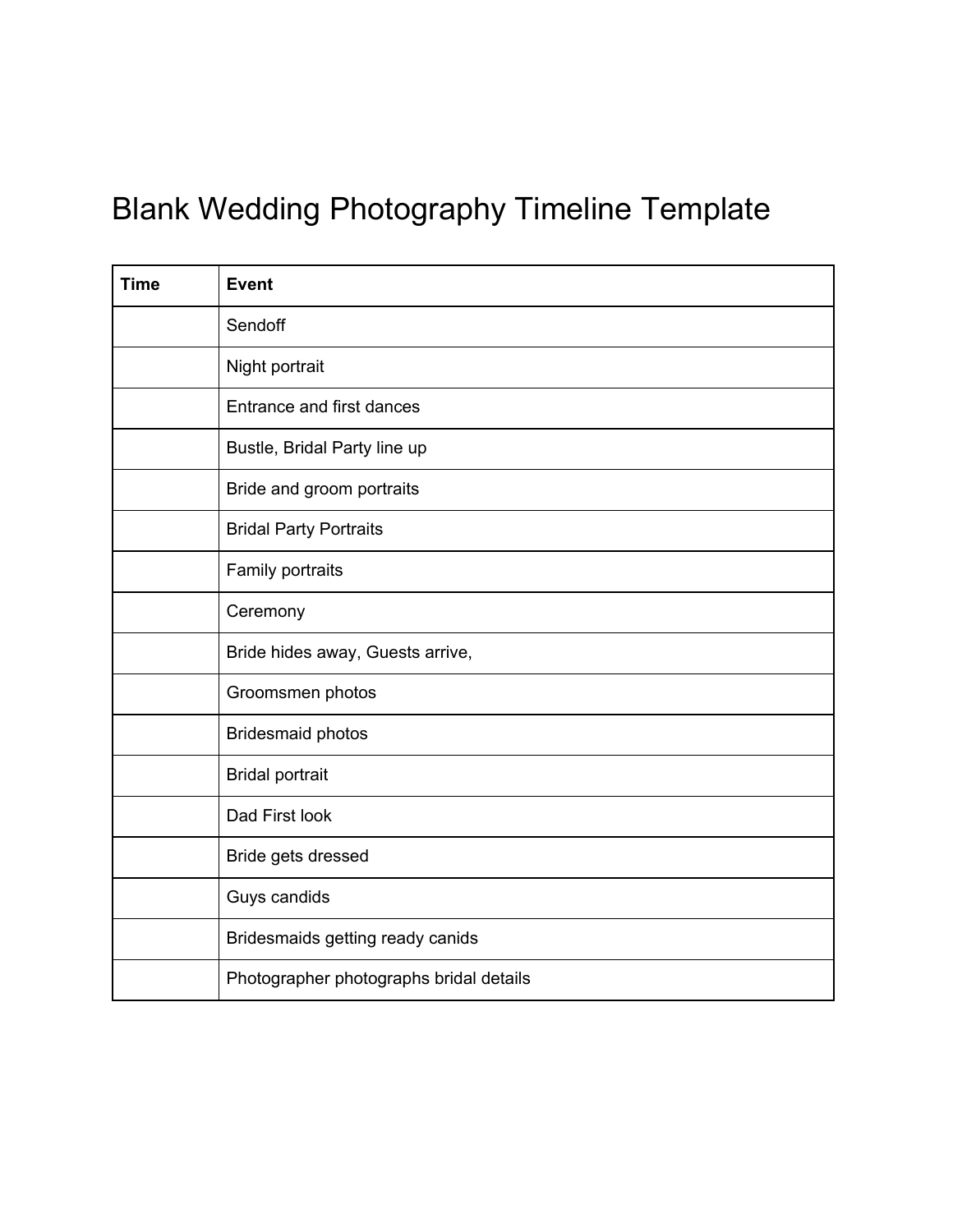# Blank Wedding Photography Timeline Template

| Time | Event |
|---|---|
| | Sendoff |
| | Night portrait |
| | Entrance and first dances |
| | Bustle, Bridal Party line up |
| | Bride and groom portraits |
| | Bridal Party Portraits |
| | Family portraits |
| | Ceremony |
| | Bride hides away, Guests arrive, |
| | Groomsmen photos |
| | Bridesmaid photos |
| | Bridal portrait |
| | Dad First look |
| | Bride gets dressed |
| | Guys candids |
| | Bridesmaids getting ready canids |
| | Photographer photographs bridal details |